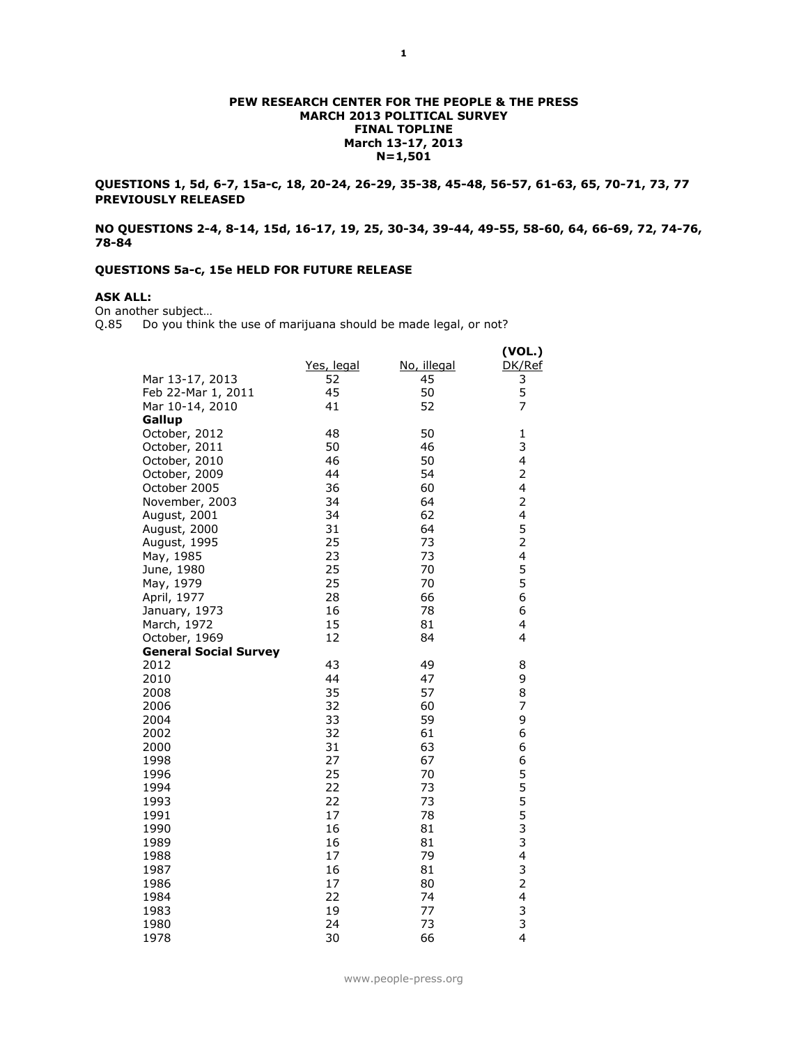**PEW RESEARCH CENTER FOR THE PEOPLE & THE PRESS**
**MARCH 2013 POLITICAL SURVEY**
**FINAL TOPLINE**
**March 13-17, 2013**
**N=1,501**

**QUESTIONS 1, 5d, 6-7, 15a-c, 18, 20-24, 26-29, 35-38, 45-48, 56-57, 61-63, 65, 70-71, 73, 77 PREVIOUSLY RELEASED**

**NO QUESTIONS 2-4, 8-14, 15d, 16-17, 19, 25, 30-34, 39-44, 49-55, 58-60, 64, 66-69, 72, 74-76, 78-84**

**QUESTIONS 5a-c, 15e HELD FOR FUTURE RELEASE**

**ASK ALL:**
On another subject…
Q.85 Do you think the use of marijuana should be made legal, or not?

| | Yes, legal | No, illegal | (VOL.) DK/Ref |
|---|---|---|---|
| Mar 13-17, 2013 | 52 | 45 | 3 |
| Feb 22-Mar 1, 2011 | 45 | 50 | 5 |
| Mar 10-14, 2010 | 41 | 52 | 7 |
| **Gallup** | | | |
| October, 2012 | 48 | 50 | 1 |
| October, 2011 | 50 | 46 | 3 |
| October, 2010 | 46 | 50 | 4 |
| October, 2009 | 44 | 54 | 2 |
| October 2005 | 36 | 60 | 4 |
| November, 2003 | 34 | 64 | 2 |
| August, 2001 | 34 | 62 | 4 |
| August, 2000 | 31 | 64 | 5 |
| August, 1995 | 25 | 73 | 2 |
| May, 1985 | 23 | 73 | 4 |
| June, 1980 | 25 | 70 | 5 |
| May, 1979 | 25 | 70 | 5 |
| April, 1977 | 28 | 66 | 6 |
| January, 1973 | 16 | 78 | 6 |
| March, 1972 | 15 | 81 | 4 |
| October, 1969 | 12 | 84 | 4 |
| **General Social Survey** | | | |
| 2012 | 43 | 49 | 8 |
| 2010 | 44 | 47 | 9 |
| 2008 | 35 | 57 | 8 |
| 2006 | 32 | 60 | 7 |
| 2004 | 33 | 59 | 9 |
| 2002 | 32 | 61 | 6 |
| 2000 | 31 | 63 | 6 |
| 1998 | 27 | 67 | 6 |
| 1996 | 25 | 70 | 5 |
| 1994 | 22 | 73 | 5 |
| 1993 | 22 | 73 | 5 |
| 1991 | 17 | 78 | 5 |
| 1990 | 16 | 81 | 3 |
| 1989 | 16 | 81 | 3 |
| 1988 | 17 | 79 | 4 |
| 1987 | 16 | 81 | 3 |
| 1986 | 17 | 80 | 2 |
| 1984 | 22 | 74 | 4 |
| 1983 | 19 | 77 | 3 |
| 1980 | 24 | 73 | 3 |
| 1978 | 30 | 66 | 4 |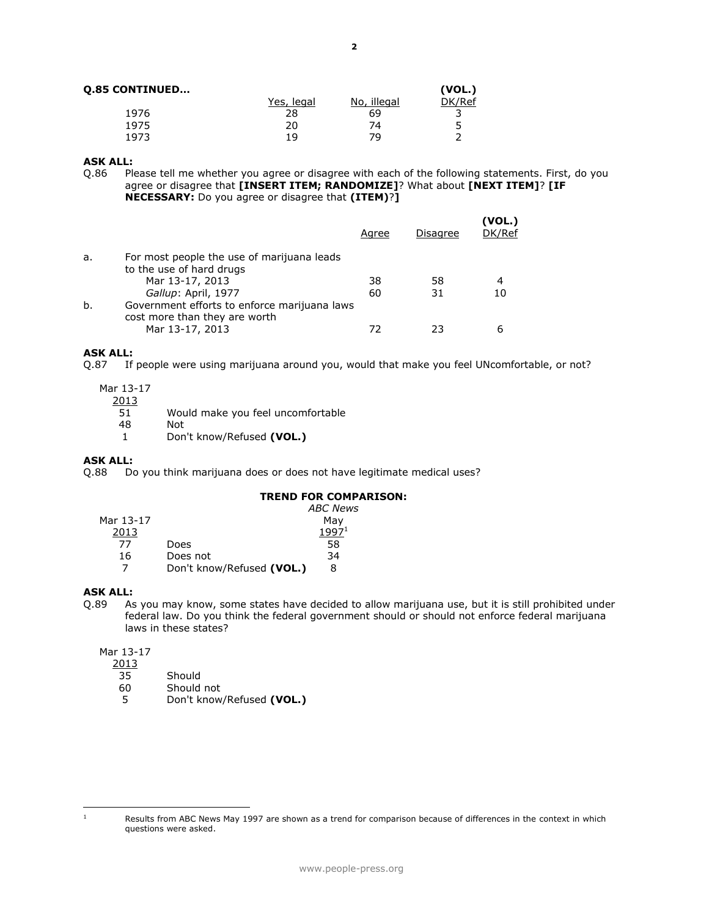**Q.85 CONTINUED…**

| | Yes, legal | No, illegal | (VOL.) DK/Ref |
|---|---|---|---|
| 1976 | 28 | 69 | 3 |
| 1975 | 20 | 74 | 5 |
| 1973 | 19 | 79 | 2 |

**ASK ALL:**

Q.86 Please tell me whether you agree or disagree with each of the following statements. First, do you agree or disagree that **[INSERT ITEM; RANDOMIZE]**? What about **[NEXT ITEM]**? **[IF NECESSARY:** Do you agree or disagree that **(ITEM)**?**]**

| | | Agree | Disagree | (VOL.) DK/Ref |
|---|---|---|---|---|
| a. | For most people the use of marijuana leads to the use of hard drugs | | | |
| | Mar 13-17, 2013 | 38 | 58 | 4 |
| | *Gallup*: April, 1977 | 60 | 31 | 10 |
| b. | Government efforts to enforce marijuana laws cost more than they are worth | | | |
| | Mar 13-17, 2013 | 72 | 23 | 6 |

**ASK ALL:**

Q.87 If people were using marijuana around you, would that make you feel UNcomfortable, or not?

| Mar 13-17 2013 | |
|---|---|
| 51 | Would make you feel uncomfortable |
| 48 | Not |
| 1 | Don't know/Refused **(VOL.)** |

**ASK ALL:**

Q.88 Do you think marijuana does or does not have legitimate medical uses?

| Mar 13-17 2013 | | **TREND FOR COMPARISON:** *ABC News* May 1997[1] |
|---|---|---|
| 77 | Does | 58 |
| 16 | Does not | 34 |
| 7 | Don't know/Refused **(VOL.)** | 8 |

**ASK ALL:**

Q.89 As you may know, some states have decided to allow marijuana use, but it is still prohibited under federal law. Do you think the federal government should or should not enforce federal marijuana laws in these states?

| Mar 13-17 2013 | |
|---|---|
| 35 | Should |
| 60 | Should not |
| 5 | Don't know/Refused **(VOL.)** |

[1] Results from ABC News May 1997 are shown as a trend for comparison because of differences in the context in which questions were asked.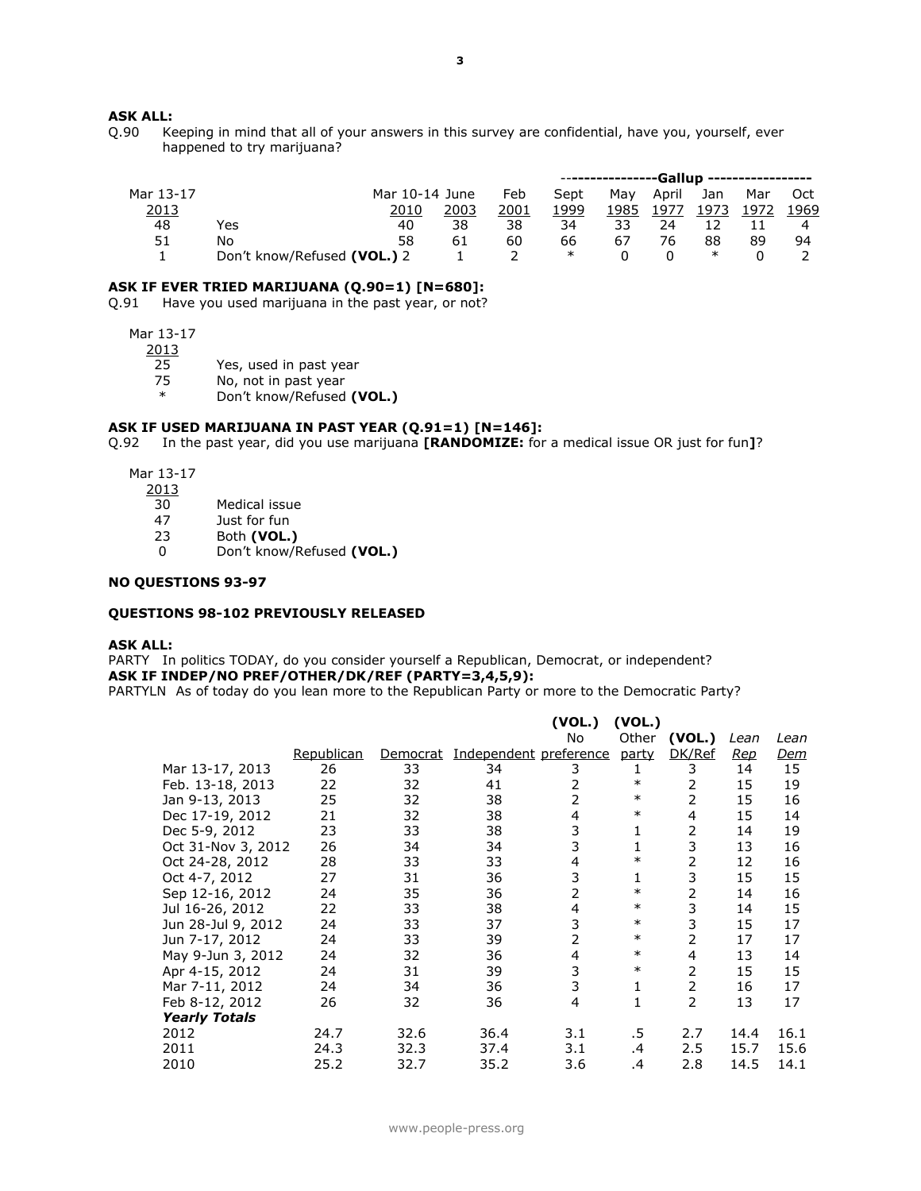**ASK ALL:**

Q.90 Keeping in mind that all of your answers in this survey are confidential, have you, yourself, ever happened to try marijuana?

| Mar 13-17 2013 | | Mar 10-14 2010 | June 2003 | Feb 2001 | Gallup Sept 1999 | Gallup May 1985 | Gallup April 1977 | Gallup Jan 1973 | Gallup Mar 1972 | Gallup Oct 1969 |
|---|---|---|---|---|---|---|---|---|---|---|
| 48 | Yes | 40 | 38 | 38 | 34 | 33 | 24 | 12 | 11 | 4 |
| 51 | No | 58 | 61 | 60 | 66 | 67 | 76 | 88 | 89 | 94 |
| 1 | Don't know/Refused **(VOL.)** | 2 | 1 | 2 | * | 0 | 0 | * | 0 | 2 |

**ASK IF EVER TRIED MARIJUANA (Q.90=1) [N=680]:**

Q.91 Have you used marijuana in the past year, or not?

| Mar 13-17 2013 | |
|---|---|
| 25 | Yes, used in past year |
| 75 | No, not in past year |
| * | Don't know/Refused **(VOL.)** |

**ASK IF USED MARIJUANA IN PAST YEAR (Q.91=1) [N=146]:**

Q.92 In the past year, did you use marijuana **[RANDOMIZE:** for a medical issue OR just for fun**]**?

| Mar 13-17 2013 | |
|---|---|
| 30 | Medical issue |
| 47 | Just for fun |
| 23 | Both **(VOL.)** |
| 0 | Don't know/Refused **(VOL.)** |

**NO QUESTIONS 93-97**

**QUESTIONS 98-102 PREVIOUSLY RELEASED**

**ASK ALL:**

PARTY In politics TODAY, do you consider yourself a Republican, Democrat, or independent?

**ASK IF INDEP/NO PREF/OTHER/DK/REF (PARTY=3,4,5,9):**

PARTYLN As of today do you lean more to the Republican Party or more to the Democratic Party?

| | Republican | Democrat | Independent | (VOL.) No preference | (VOL.) Other party | (VOL.) DK/Ref | *Lean Rep* | *Lean Dem* |
|---|---|---|---|---|---|---|---|---|
| Mar 13-17, 2013 | 26 | 33 | 34 | 3 | 1 | 3 | 14 | 15 |
| Feb. 13-18, 2013 | 22 | 32 | 41 | 2 | * | 2 | 15 | 19 |
| Jan 9-13, 2013 | 25 | 32 | 38 | 2 | * | 2 | 15 | 16 |
| Dec 17-19, 2012 | 21 | 32 | 38 | 4 | * | 4 | 15 | 14 |
| Dec 5-9, 2012 | 23 | 33 | 38 | 3 | 1 | 2 | 14 | 19 |
| Oct 31-Nov 3, 2012 | 26 | 34 | 34 | 3 | 1 | 3 | 13 | 16 |
| Oct 24-28, 2012 | 28 | 33 | 33 | 4 | * | 2 | 12 | 16 |
| Oct 4-7, 2012 | 27 | 31 | 36 | 3 | 1 | 3 | 15 | 15 |
| Sep 12-16, 2012 | 24 | 35 | 36 | 2 | * | 2 | 14 | 16 |
| Jul 16-26, 2012 | 22 | 33 | 38 | 4 | * | 3 | 14 | 15 |
| Jun 28-Jul 9, 2012 | 24 | 33 | 37 | 3 | * | 3 | 15 | 17 |
| Jun 7-17, 2012 | 24 | 33 | 39 | 2 | * | 2 | 17 | 17 |
| May 9-Jun 3, 2012 | 24 | 32 | 36 | 4 | * | 4 | 13 | 14 |
| Apr 4-15, 2012 | 24 | 31 | 39 | 3 | * | 2 | 15 | 15 |
| Mar 7-11, 2012 | 24 | 34 | 36 | 3 | 1 | 2 | 16 | 17 |
| Feb 8-12, 2012 | 26 | 32 | 36 | 4 | 1 | 2 | 13 | 17 |
| ***Yearly Totals*** | | | | | | | | |
| 2012 | 24.7 | 32.6 | 36.4 | 3.1 | .5 | 2.7 | 14.4 | 16.1 |
| 2011 | 24.3 | 32.3 | 37.4 | 3.1 | .4 | 2.5 | 15.7 | 15.6 |
| 2010 | 25.2 | 32.7 | 35.2 | 3.6 | .4 | 2.8 | 14.5 | 14.1 |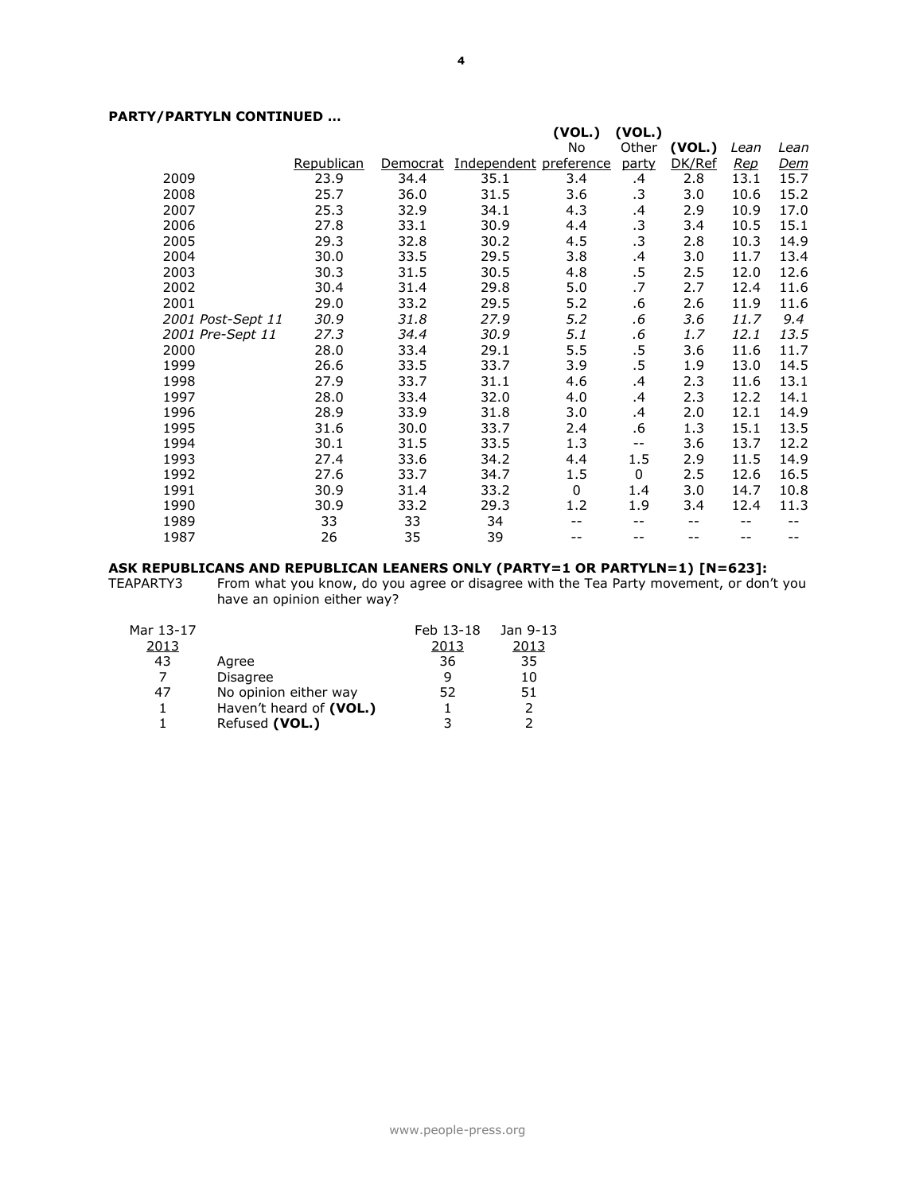**PARTY/PARTYLN CONTINUED …**

| | Republican | Democrat | Independent | (VOL.) No preference | (VOL.) Other party | (VOL.) DK/Ref | *Lean Rep* | *Lean Dem* |
|---|---|---|---|---|---|---|---|---|
| 2009 | 23.9 | 34.4 | 35.1 | 3.4 | .4 | 2.8 | 13.1 | 15.7 |
| 2008 | 25.7 | 36.0 | 31.5 | 3.6 | .3 | 3.0 | 10.6 | 15.2 |
| 2007 | 25.3 | 32.9 | 34.1 | 4.3 | .4 | 2.9 | 10.9 | 17.0 |
| 2006 | 27.8 | 33.1 | 30.9 | 4.4 | .3 | 3.4 | 10.5 | 15.1 |
| 2005 | 29.3 | 32.8 | 30.2 | 4.5 | .3 | 2.8 | 10.3 | 14.9 |
| 2004 | 30.0 | 33.5 | 29.5 | 3.8 | .4 | 3.0 | 11.7 | 13.4 |
| 2003 | 30.3 | 31.5 | 30.5 | 4.8 | .5 | 2.5 | 12.0 | 12.6 |
| 2002 | 30.4 | 31.4 | 29.8 | 5.0 | .7 | 2.7 | 12.4 | 11.6 |
| 2001 | 29.0 | 33.2 | 29.5 | 5.2 | .6 | 2.6 | 11.9 | 11.6 |
| *2001 Post-Sept 11* | *30.9* | *31.8* | *27.9* | *5.2* | *.6* | *3.6* | *11.7* | *9.4* |
| *2001 Pre-Sept 11* | *27.3* | *34.4* | *30.9* | *5.1* | *.6* | *1.7* | *12.1* | *13.5* |
| 2000 | 28.0 | 33.4 | 29.1 | 5.5 | .5 | 3.6 | 11.6 | 11.7 |
| 1999 | 26.6 | 33.5 | 33.7 | 3.9 | .5 | 1.9 | 13.0 | 14.5 |
| 1998 | 27.9 | 33.7 | 31.1 | 4.6 | .4 | 2.3 | 11.6 | 13.1 |
| 1997 | 28.0 | 33.4 | 32.0 | 4.0 | .4 | 2.3 | 12.2 | 14.1 |
| 1996 | 28.9 | 33.9 | 31.8 | 3.0 | .4 | 2.0 | 12.1 | 14.9 |
| 1995 | 31.6 | 30.0 | 33.7 | 2.4 | .6 | 1.3 | 15.1 | 13.5 |
| 1994 | 30.1 | 31.5 | 33.5 | 1.3 | -- | 3.6 | 13.7 | 12.2 |
| 1993 | 27.4 | 33.6 | 34.2 | 4.4 | 1.5 | 2.9 | 11.5 | 14.9 |
| 1992 | 27.6 | 33.7 | 34.7 | 1.5 | 0 | 2.5 | 12.6 | 16.5 |
| 1991 | 30.9 | 31.4 | 33.2 | 0 | 1.4 | 3.0 | 14.7 | 10.8 |
| 1990 | 30.9 | 33.2 | 29.3 | 1.2 | 1.9 | 3.4 | 12.4 | 11.3 |
| 1989 | 33 | 33 | 34 | -- | -- | -- | -- | -- |
| 1987 | 26 | 35 | 39 | -- | -- | -- | -- | -- |

**ASK REPUBLICANS AND REPUBLICAN LEANERS ONLY (PARTY=1 OR PARTYLN=1) [N=623]:**

TEAPARTY3 From what you know, do you agree or disagree with the Tea Party movement, or don't you have an opinion either way?

| Mar 13-17 2013 | | Feb 13-18 2013 | Jan 9-13 2013 |
|---|---|---|---|
| 43 | Agree | 36 | 35 |
| 7 | Disagree | 9 | 10 |
| 47 | No opinion either way | 52 | 51 |
| 1 | Haven't heard of **(VOL.)** | 1 | 2 |
| 1 | Refused **(VOL.)** | 3 | 2 |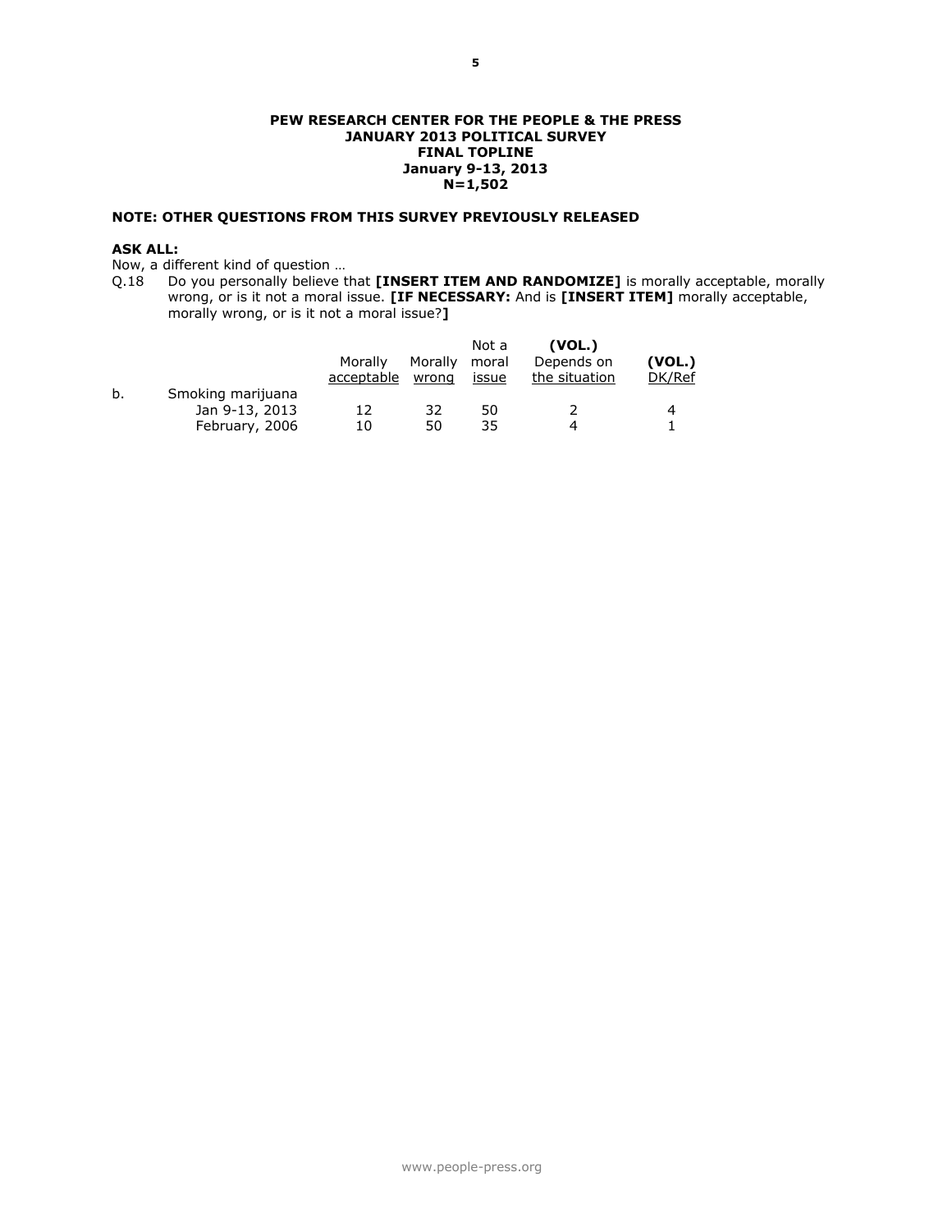**PEW RESEARCH CENTER FOR THE PEOPLE & THE PRESS**
**JANUARY 2013 POLITICAL SURVEY**
**FINAL TOPLINE**
**January 9-13, 2013**
**N=1,502**

**NOTE: OTHER QUESTIONS FROM THIS SURVEY PREVIOUSLY RELEASED**

**ASK ALL:**

Now, a different kind of question …

Q.18 Do you personally believe that **[INSERT ITEM AND RANDOMIZE]** is morally acceptable, morally wrong, or is it not a moral issue. **[IF NECESSARY:** And is **[INSERT ITEM]** morally acceptable, morally wrong, or is it not a moral issue?**]**

| | | Morally acceptable | Morally wrong | Not a moral issue | (VOL.) Depends on the situation | (VOL.) DK/Ref |
|---|---|---|---|---|---|---|
| b. | Smoking marijuana | | | | | |
| | Jan 9-13, 2013 | 12 | 32 | 50 | 2 | 4 |
| | February, 2006 | 10 | 50 | 35 | 4 | 1 |